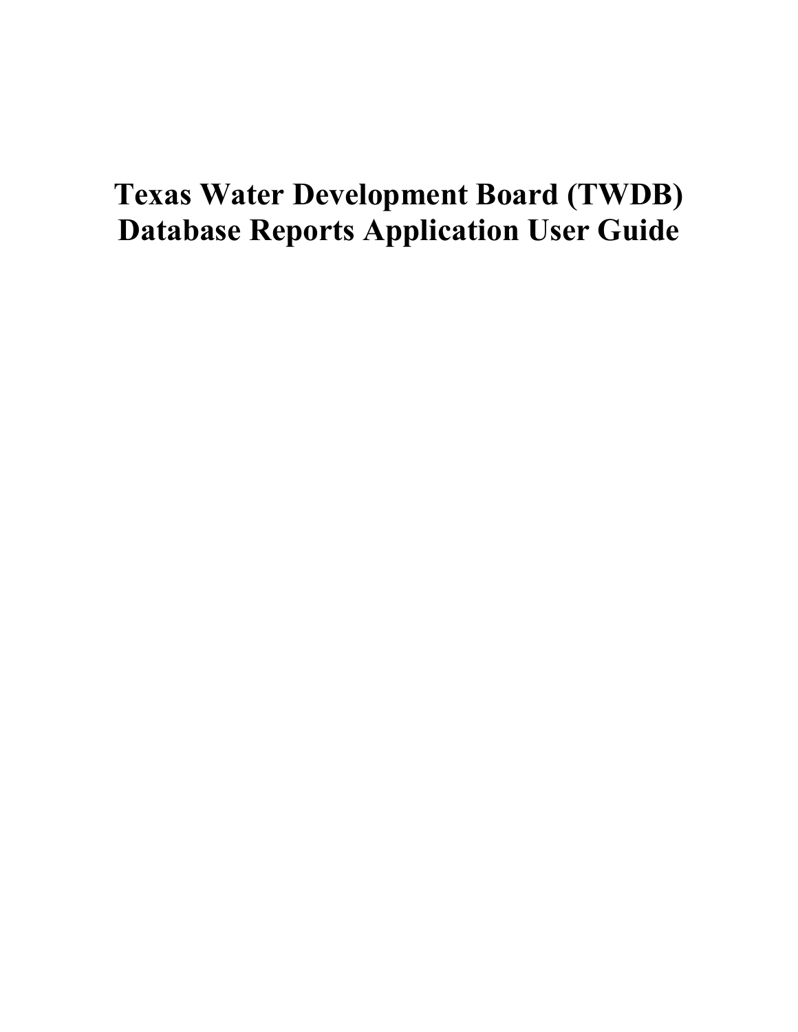# Texas Water Development Board (TWDB) Database Reports Application User Guide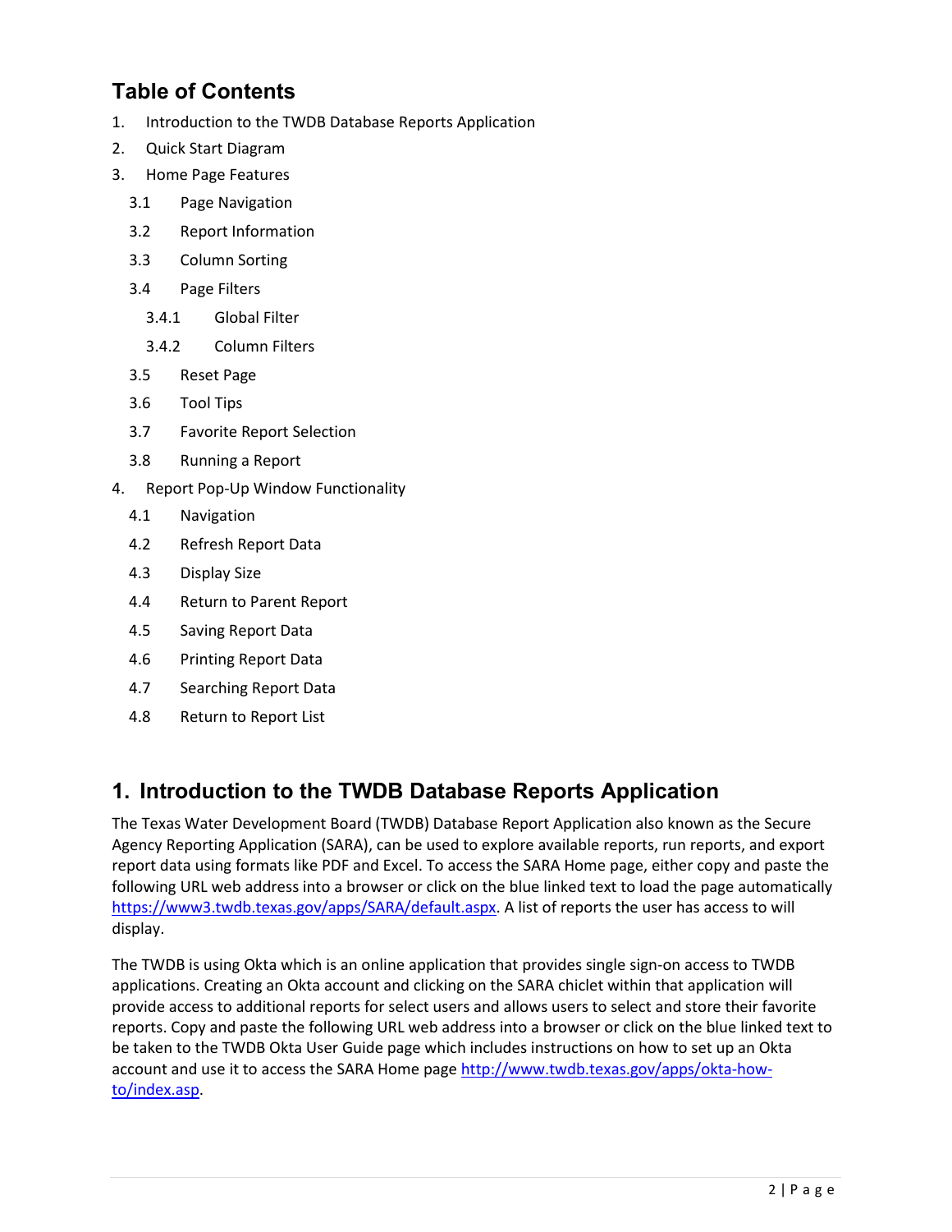## Table of Contents

1. Introduction to the TWDB Database Reports Application
2. Quick Start Diagram
3. Home Page Features
   - 3.1 Page Navigation
   - 3.2 Report Information
   - 3.3 Column Sorting
   - 3.4 Page Filters
     - 3.4.1 Global Filter
     - 3.4.2 Column Filters
   - 3.5 Reset Page
   - 3.6 Tool Tips
   - 3.7 Favorite Report Selection
   - 3.8 Running a Report
4. Report Pop-Up Window Functionality
   - 4.1 Navigation
   - 4.2 Refresh Report Data
   - 4.3 Display Size
   - 4.4 Return to Parent Report
   - 4.5 Saving Report Data
   - 4.6 Printing Report Data
   - 4.7 Searching Report Data
   - 4.8 Return to Report List

# 1. Introduction to the TWDB Database Reports Application

The Texas Water Development Board (TWDB) Database Report Application also known as the Secure Agency Reporting Application (SARA), can be used to explore available reports, run reports, and export report data using formats like PDF and Excel. To access the SARA Home page, either copy and paste the following URL web address into a browser or click on the blue linked text to load the page automatically https://www3.twdb.texas.gov/apps/SARA/default.aspx. A list of reports the user has access to will display.

The TWDB is using Okta which is an online application that provides single sign-on access to TWDB applications. Creating an Okta account and clicking on the SARA chiclet within that application will provide access to additional reports for select users and allows users to select and store their favorite reports. Copy and paste the following URL web address into a browser or click on the blue linked text to be taken to the TWDB Okta User Guide page which includes instructions on how to set up an Okta account and use it to access the SARA Home page http://www.twdb.texas.gov/apps/okta-how-to/index.asp.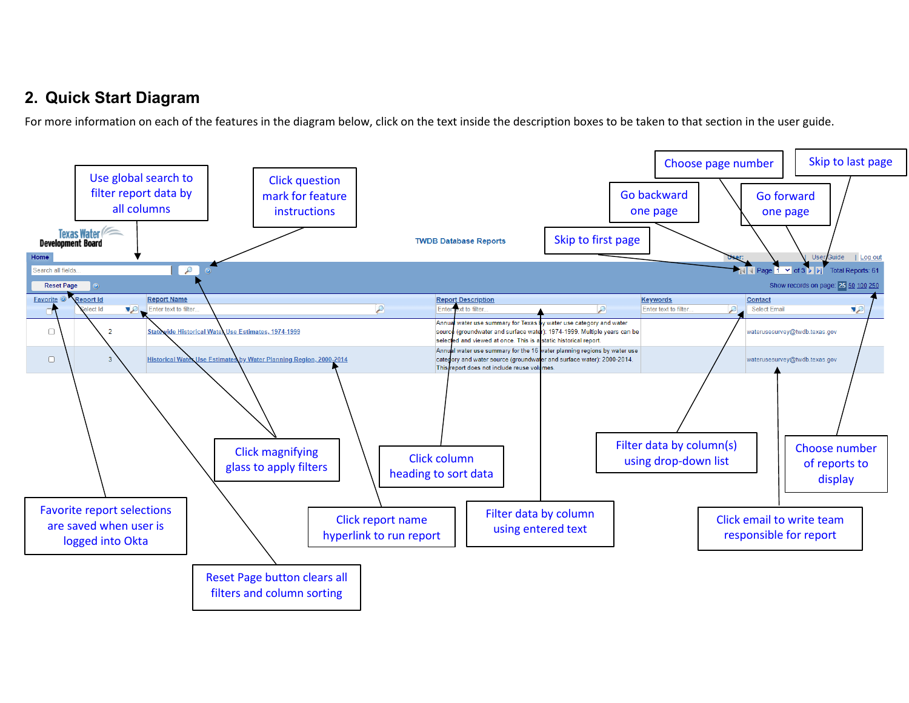## 2. Quick Start Diagram

For more information on each of the features in the diagram below, click on the text inside the description boxes to be taken to that section in the user guide.

- Use global search to filter report data by all columns
- Click question mark for feature instructions
- Skip to first page
- Go backward one page
- Choose page number
- Go forward one page
- Skip to last page
- Click magnifying glass to apply filters
- Click column heading to sort data
- Filter data by column(s) using drop-down list
- Choose number of reports to display
- Favorite report selections are saved when user is logged into Okta
- Click report name hyperlink to run report
- Filter data by column using entered text
- Click email to write team responsible for report
- Reset Page button clears all filters and column sorting

Texas Water Development Board

TWDB Database Reports

Home | User: | User Guide | Log out

Search all fields... | Page 1 of 3 | Total Reports: 61

Reset Page | Show records on page: 25 50 100 250

| Favorite | Report Id | Report Name | Report Description | Keywords | Contact |
|---|---|---|---|---|---|
| | Select Id | Enter text to filter... | Enter text to filter... | Enter text to filter... | Select Email |
| ☐ | 2 | Statewide Historical Water Use Estimates, 1974-1999 | Annual water use summary for Texas by water use category and water source (groundwater and surface water): 1974-1999. Multiple years can be selected and viewed at once. This is a static historical report. | | waterusesurvey@twdb.texas.gov |
| ☐ | 3 | Historical Water Use Estimates by Water Planning Region, 2000-2014 | Annual water use summary for the 16 water planning regions by water use category and water source (groundwater and surface water): 2000-2014. This report does not include reuse volumes. | | waterusesurvey@twdb.texas.gov |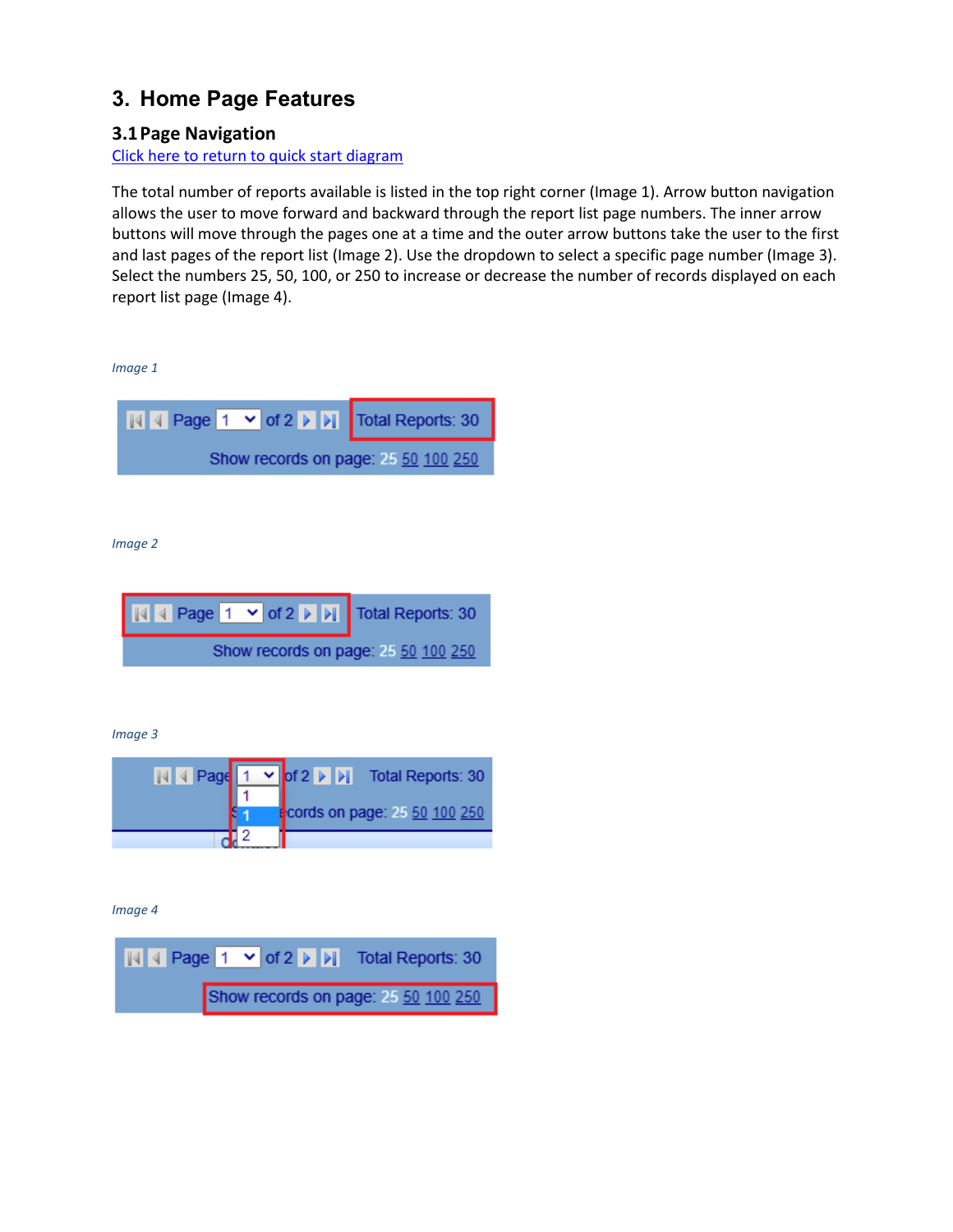## 3. Home Page Features

### 3.1 Page Navigation

Click here to return to quick start diagram

The total number of reports available is listed in the top right corner (Image 1). Arrow button navigation allows the user to move forward and backward through the report list page numbers. The inner arrow buttons will move through the pages one at a time and the outer arrow buttons take the user to the first and last pages of the report list (Image 2). Use the dropdown to select a specific page number (Image 3). Select the numbers 25, 50, 100, or 250 to increase or decrease the number of records displayed on each report list page (Image 4).

*Image 1*

*Image 2*

*Image 3*

*Image 4*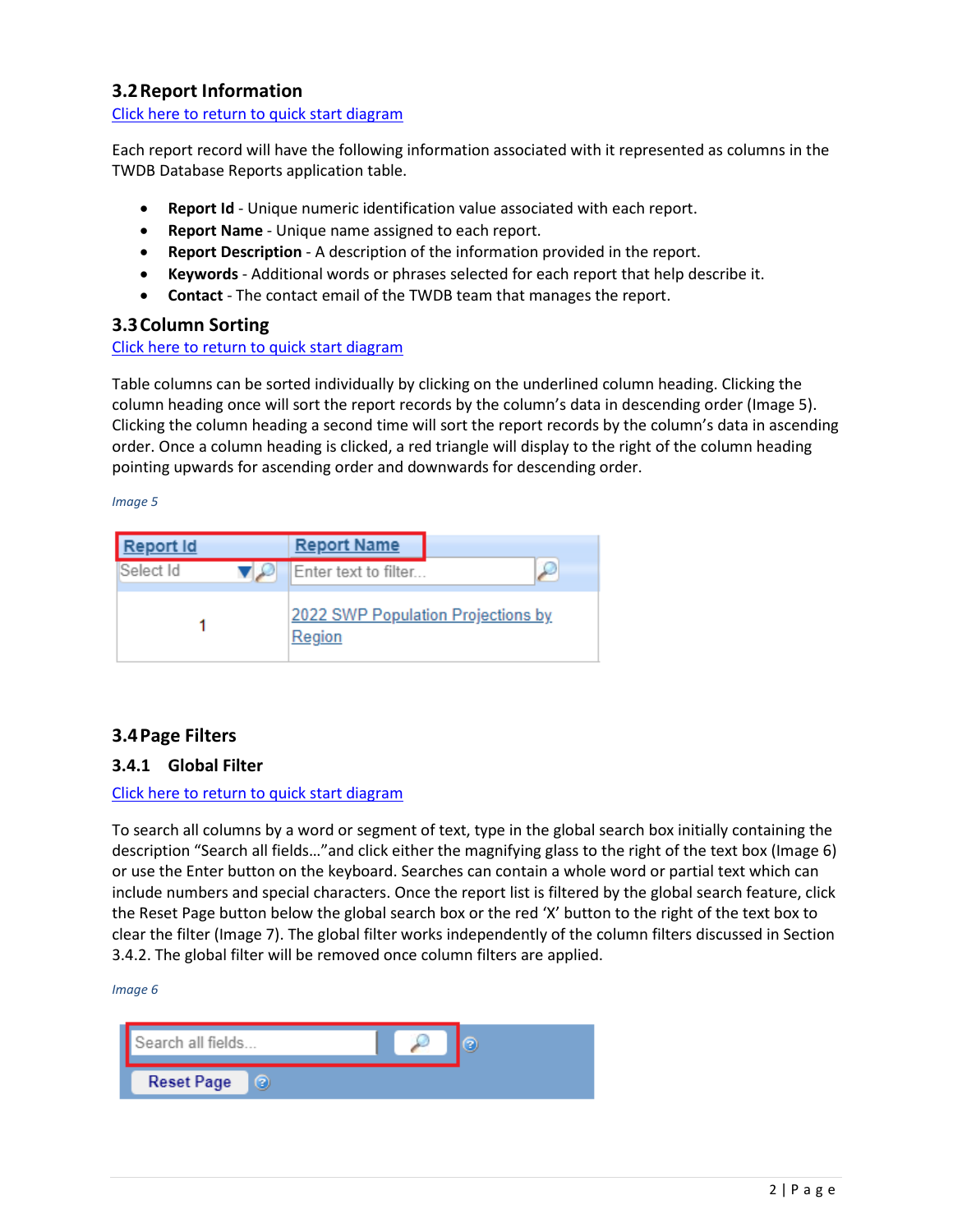## 3.2 Report Information

Click here to return to quick start diagram

Each report record will have the following information associated with it represented as columns in the TWDB Database Reports application table.

- **Report Id** - Unique numeric identification value associated with each report.
- **Report Name** - Unique name assigned to each report.
- **Report Description** - A description of the information provided in the report.
- **Keywords** - Additional words or phrases selected for each report that help describe it.
- **Contact** - The contact email of the TWDB team that manages the report.

## 3.3 Column Sorting

Click here to return to quick start diagram

Table columns can be sorted individually by clicking on the underlined column heading. Clicking the column heading once will sort the report records by the column's data in descending order (Image 5). Clicking the column heading a second time will sort the report records by the column's data in ascending order. Once a column heading is clicked, a red triangle will display to the right of the column heading pointing upwards for ascending order and downwards for descending order.

*Image 5*

## 3.4 Page Filters

### 3.4.1 Global Filter

Click here to return to quick start diagram

To search all columns by a word or segment of text, type in the global search box initially containing the description "Search all fields…"and click either the magnifying glass to the right of the text box (Image 6) or use the Enter button on the keyboard. Searches can contain a whole word or partial text which can include numbers and special characters. Once the report list is filtered by the global search feature, click the Reset Page button below the global search box or the red 'X' button to the right of the text box to clear the filter (Image 7). The global filter works independently of the column filters discussed in Section 3.4.2. The global filter will be removed once column filters are applied.

*Image 6*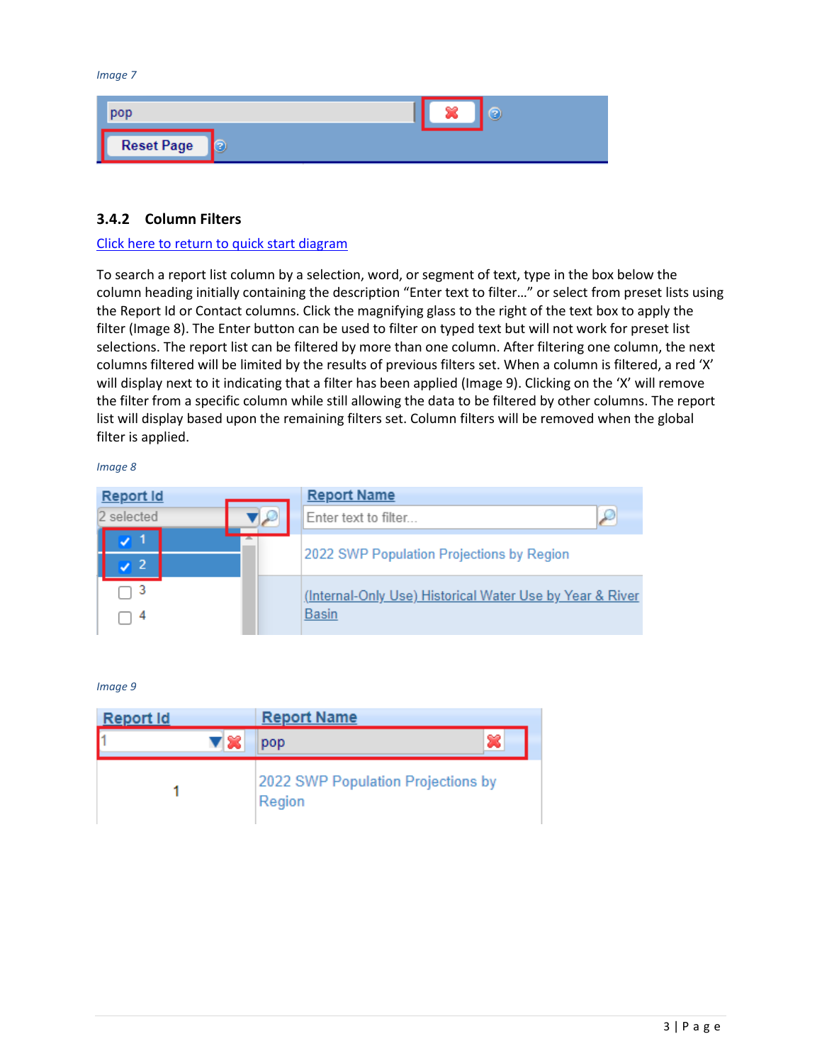*Image 7*

### 3.4.2 Column Filters

Click here to return to quick start diagram

To search a report list column by a selection, word, or segment of text, type in the box below the column heading initially containing the description "Enter text to filter…" or select from preset lists using the Report Id or Contact columns. Click the magnifying glass to the right of the text box to apply the filter (Image 8). The Enter button can be used to filter on typed text but will not work for preset list selections. The report list can be filtered by more than one column. After filtering one column, the next columns filtered will be limited by the results of previous filters set. When a column is filtered, a red 'X' will display next to it indicating that a filter has been applied (Image 9). Clicking on the 'X' will remove the filter from a specific column while still allowing the data to be filtered by other columns. The report list will display based upon the remaining filters set. Column filters will be removed when the global filter is applied.

*Image 8*

*Image 9*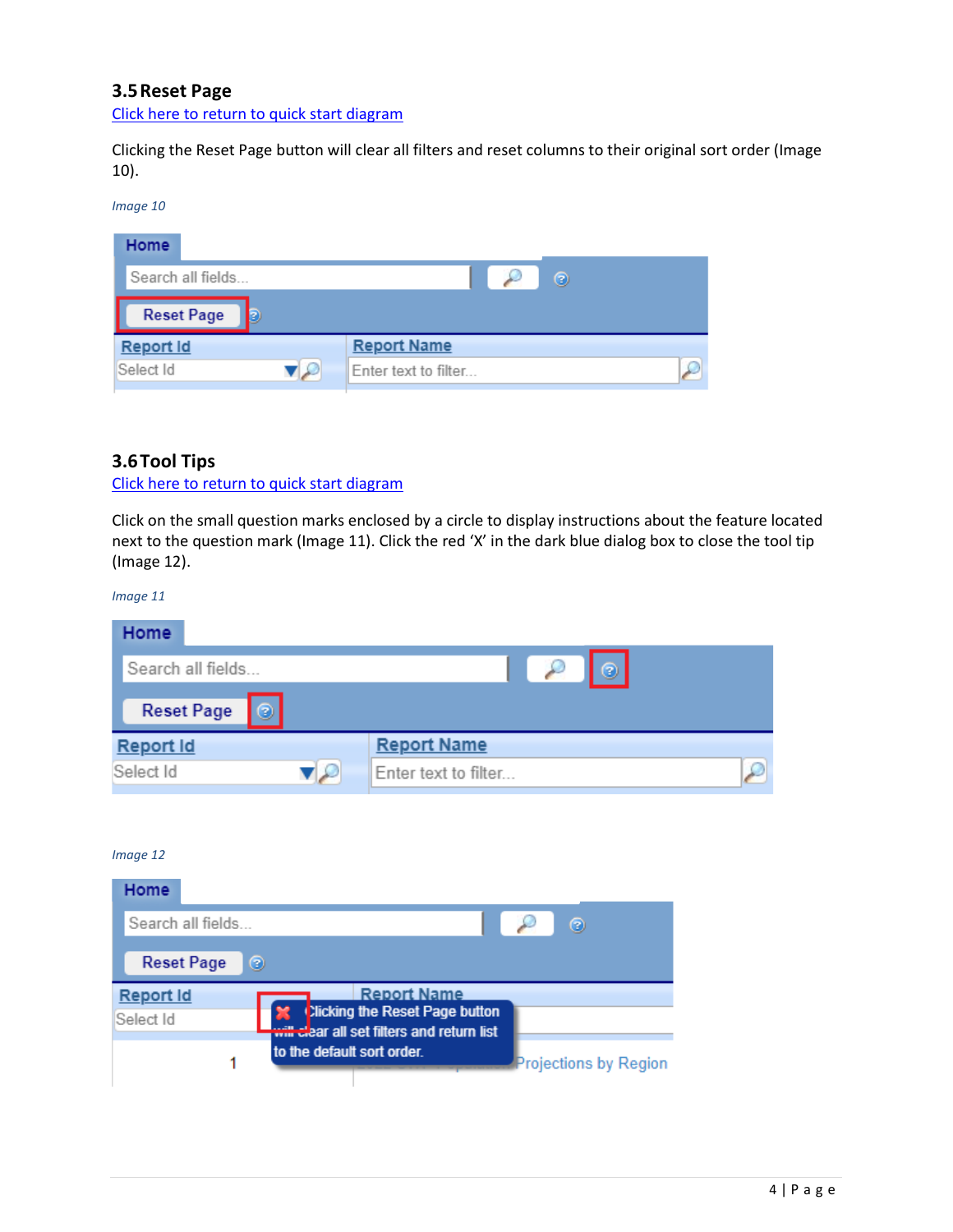### 3.5 Reset Page

Click here to return to quick start diagram

Clicking the Reset Page button will clear all filters and reset columns to their original sort order (Image 10).

*Image 10*

### 3.6 Tool Tips

Click here to return to quick start diagram

Click on the small question marks enclosed by a circle to display instructions about the feature located next to the question mark (Image 11). Click the red 'X' in the dark blue dialog box to close the tool tip (Image 12).

*Image 11*

*Image 12*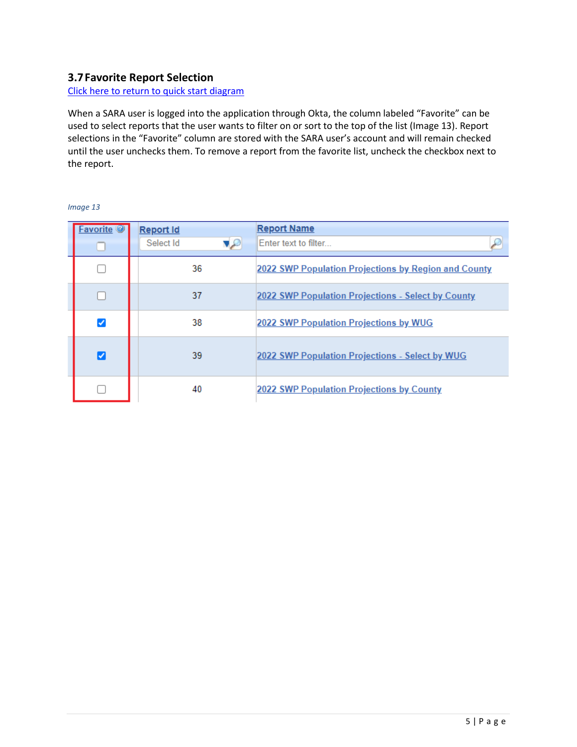### 3.7 Favorite Report Selection

Click here to return to quick start diagram

When a SARA user is logged into the application through Okta, the column labeled "Favorite" can be used to select reports that the user wants to filter on or sort to the top of the list (Image 13). Report selections in the "Favorite" column are stored with the SARA user's account and will remain checked until the user unchecks them. To remove a report from the favorite list, uncheck the checkbox next to the report.

*Image 13*

| Favorite | Report Id | Report Name |
|---|---|---|
| ☐ | Select Id | Enter text to filter... |
| ☐ | 36 | 2022 SWP Population Projections by Region and County |
| ☐ | 37 | 2022 SWP Population Projections - Select by County |
| ☑ | 38 | 2022 SWP Population Projections by WUG |
| ☑ | 39 | 2022 SWP Population Projections - Select by WUG |
| ☐ | 40 | 2022 SWP Population Projections by County |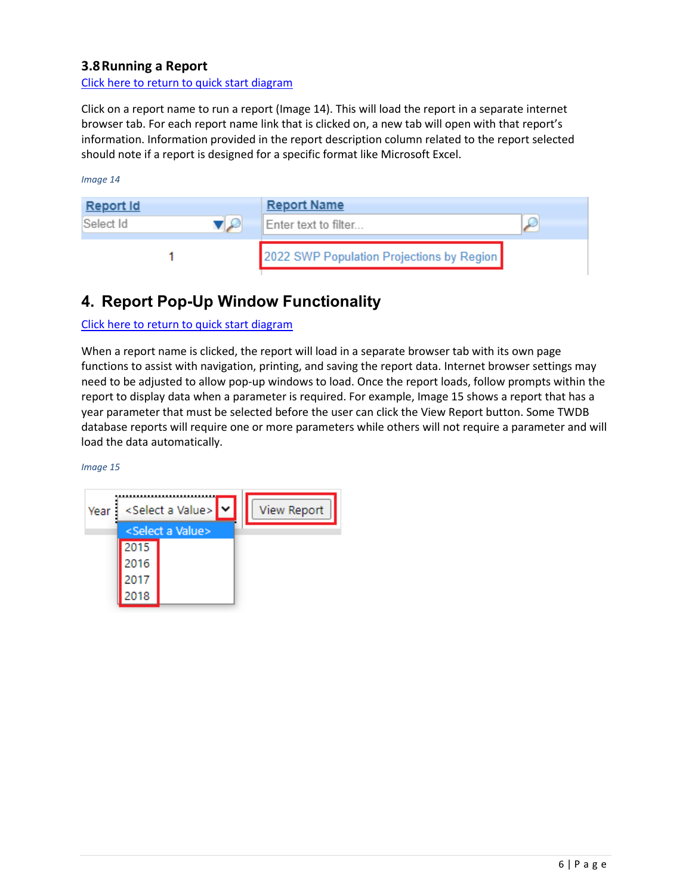### 3.8 Running a Report

Click here to return to quick start diagram

Click on a report name to run a report (Image 14). This will load the report in a separate internet browser tab. For each report name link that is clicked on, a new tab will open with that report's information. Information provided in the report description column related to the report selected should note if a report is designed for a specific format like Microsoft Excel.

*Image 14*

| Report Id | Report Name |
|---|---|
| Select Id | Enter text to filter... |
| 1 | 2022 SWP Population Projections by Region |

## 4. Report Pop-Up Window Functionality

Click here to return to quick start diagram

When a report name is clicked, the report will load in a separate browser tab with its own page functions to assist with navigation, printing, and saving the report data. Internet browser settings may need to be adjusted to allow pop-up windows to load. Once the report loads, follow prompts within the report to display data when a parameter is required. For example, Image 15 shows a report that has a year parameter that must be selected before the user can click the View Report button. Some TWDB database reports will require one or more parameters while others will not require a parameter and will load the data automatically.

*Image 15*

Year <Select a Value> View Report

<Select a Value>
2015
2016
2017
2018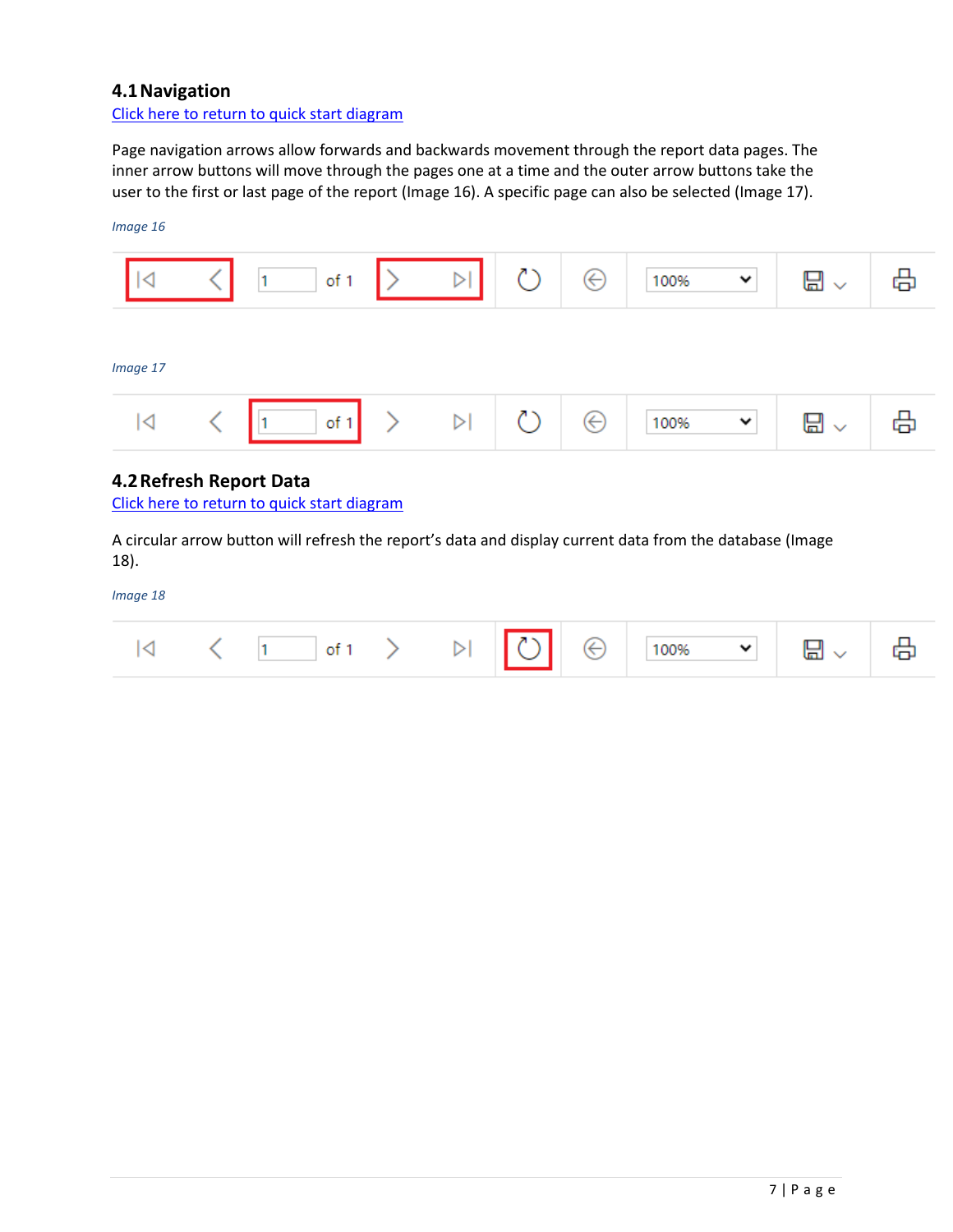## 4.1 Navigation

Click here to return to quick start diagram

Page navigation arrows allow forwards and backwards movement through the report data pages. The inner arrow buttons will move through the pages one at a time and the outer arrow buttons take the user to the first or last page of the report (Image 16). A specific page can also be selected (Image 17).

*Image 16*

*Image 17*

## 4.2 Refresh Report Data

Click here to return to quick start diagram

A circular arrow button will refresh the report's data and display current data from the database (Image 18).

*Image 18*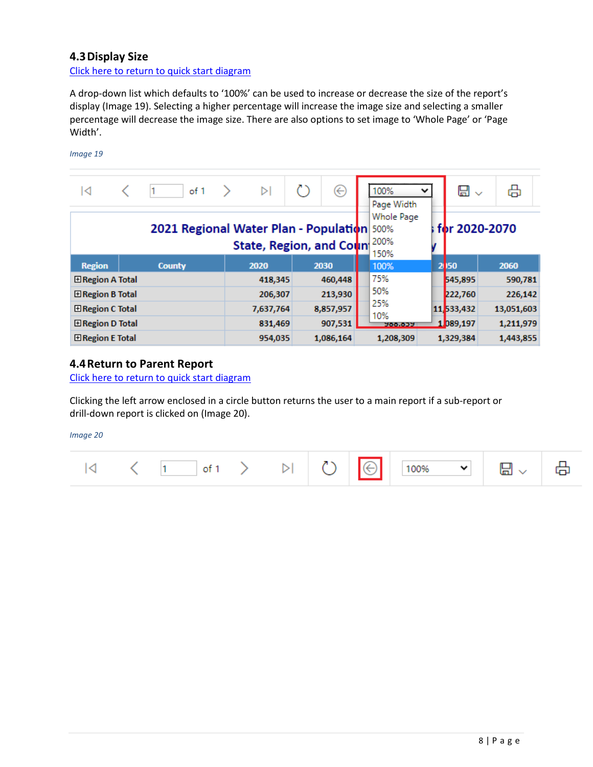### 4.3 Display Size

Click here to return to quick start diagram

A drop-down list which defaults to '100%' can be used to increase or decrease the size of the report's display (Image 19). Selecting a higher percentage will increase the image size and selecting a smaller percentage will decrease the image size. There are also options to set image to 'Whole Page' or 'Page Width'.

*Image 19*

### 4.4 Return to Parent Report

Click here to return to quick start diagram

Clicking the left arrow enclosed in a circle button returns the user to a main report if a sub-report or drill-down report is clicked on (Image 20).

*Image 20*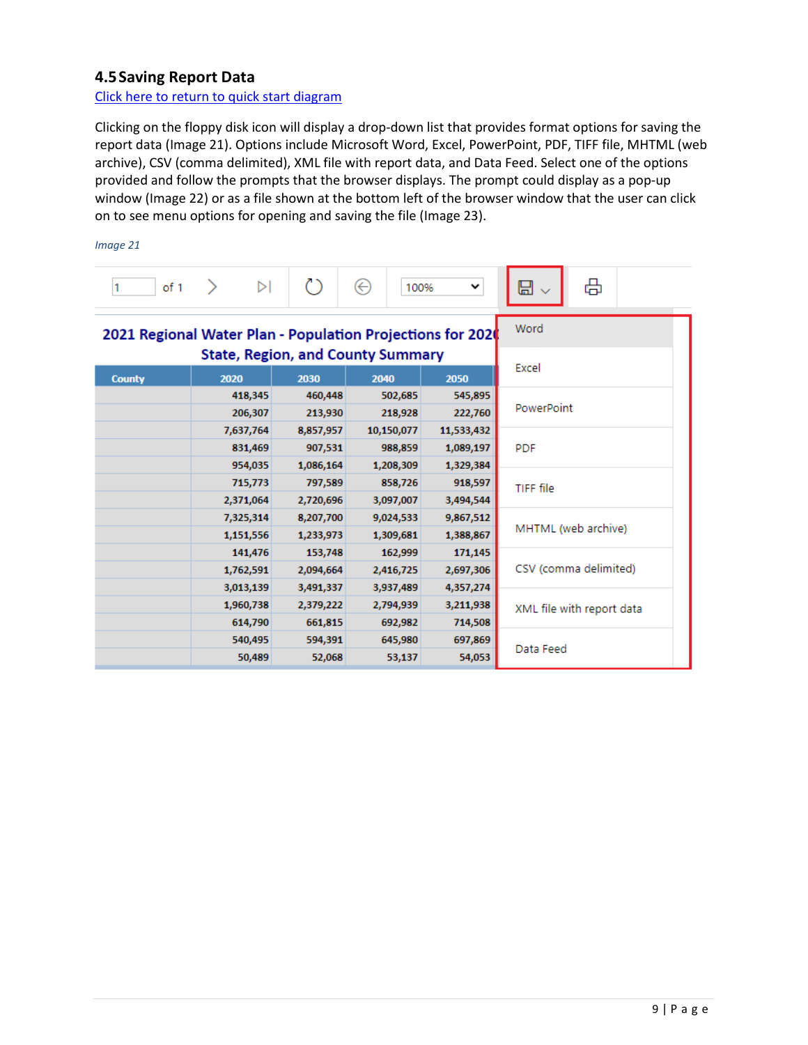## 4.5 Saving Report Data

Click here to return to quick start diagram

Clicking on the floppy disk icon will display a drop-down list that provides format options for saving the report data (Image 21). Options include Microsoft Word, Excel, PowerPoint, PDF, TIFF file, MHTML (web archive), CSV (comma delimited), XML file with report data, and Data Feed. Select one of the options provided and follow the prompts that the browser displays. The prompt could display as a pop-up window (Image 22) or as a file shown at the bottom left of the browser window that the user can click on to see menu options for opening and saving the file (Image 23).

*Image 21*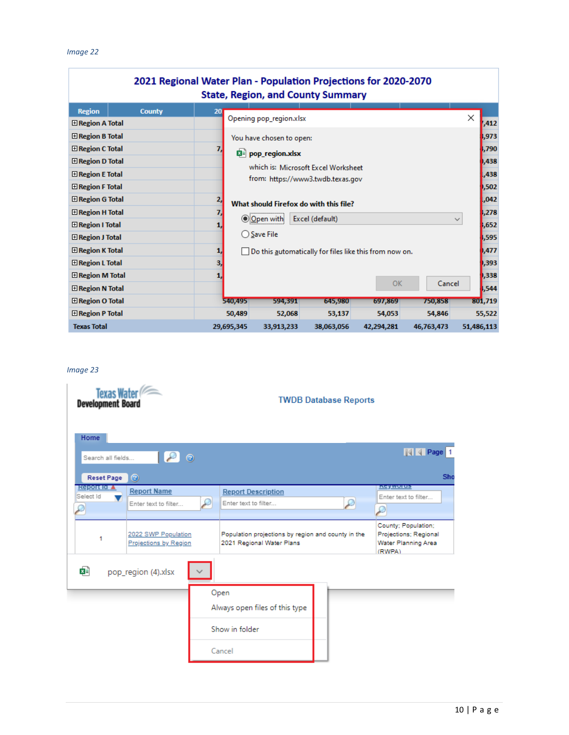*Image 22*

*Image 23*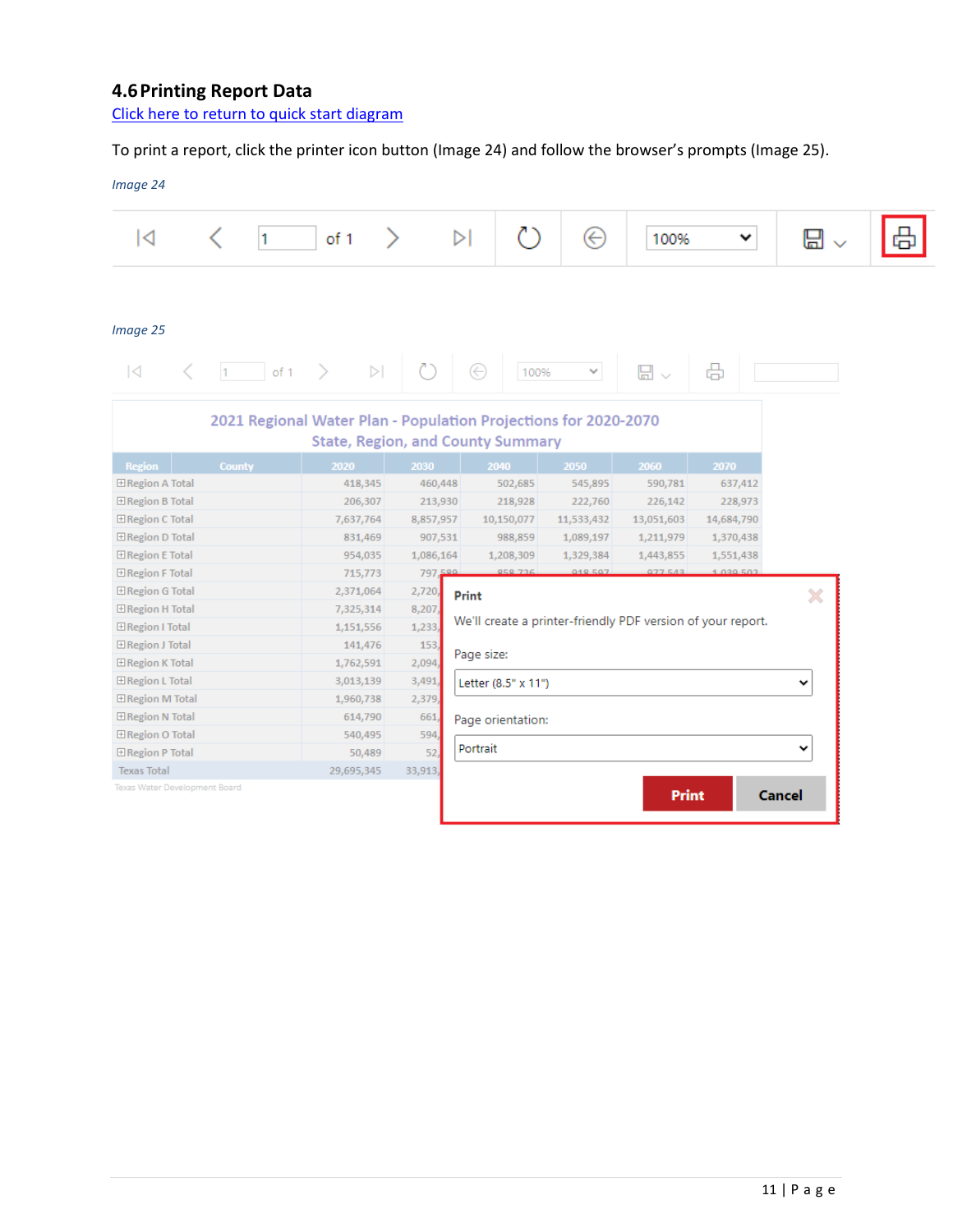## 4.6 Printing Report Data

[Click here to return to quick start diagram]

To print a report, click the printer icon button (Image 24) and follow the browser's prompts (Image 25).

*Image 24*

*Image 25*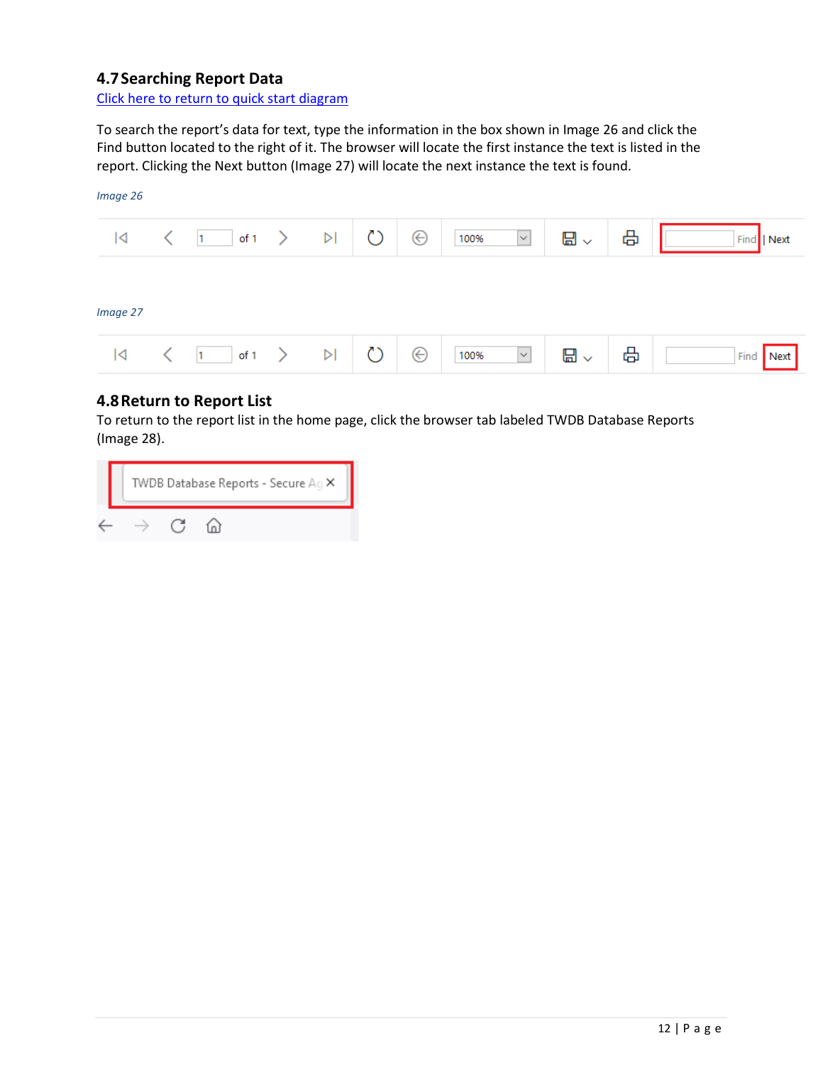## 4.7 Searching Report Data

Click here to return to quick start diagram

To search the report's data for text, type the information in the box shown in Image 26 and click the Find button located to the right of it. The browser will locate the first instance the text is listed in the report. Clicking the Next button (Image 27) will locate the next instance the text is found.

*Image 26*

*Image 27*

## 4.8 Return to Report List

To return to the report list in the home page, click the browser tab labeled TWDB Database Reports (Image 28).